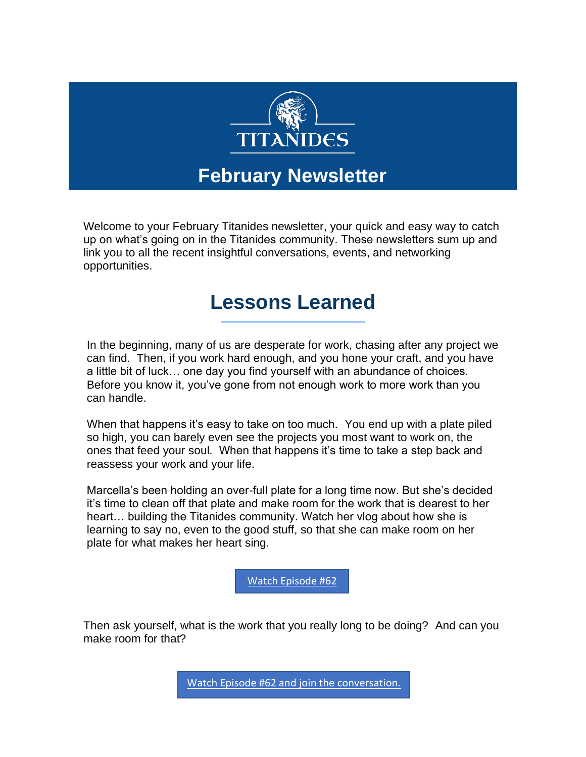# TITANIDES

# February Newsletter

Welcome to your February Titanides newsletter, your quick and easy way to catch up on what's going on in the Titanides community. These newsletters sum up and link you to all the recent insightful conversations, events, and networking opportunities.

## Lessons Learned

In the beginning, many of us are desperate for work, chasing after any project we can find. Then, if you work hard enough, and you hone your craft, and you have a little bit of luck… one day you find yourself with an abundance of choices. Before you know it, you've gone from not enough work to more work than you can handle.

When that happens it's easy to take on too much. You end up with a plate piled so high, you can barely even see the projects you most want to work on, the ones that feed your soul. When that happens it's time to take a step back and reassess your work and your life.

Marcella's been holding an over-full plate for a long time now. But she's decided it's time to clean off that plate and make room for the work that is dearest to her heart… building the Titanides community. Watch her vlog about how she is learning to say no, even to the good stuff, so that she can make room on her plate for what makes her heart sing.

Watch Episode #62

Then ask yourself, what is the work that you really long to be doing? And can you make room for that?

Watch Episode #62 and join the conversation.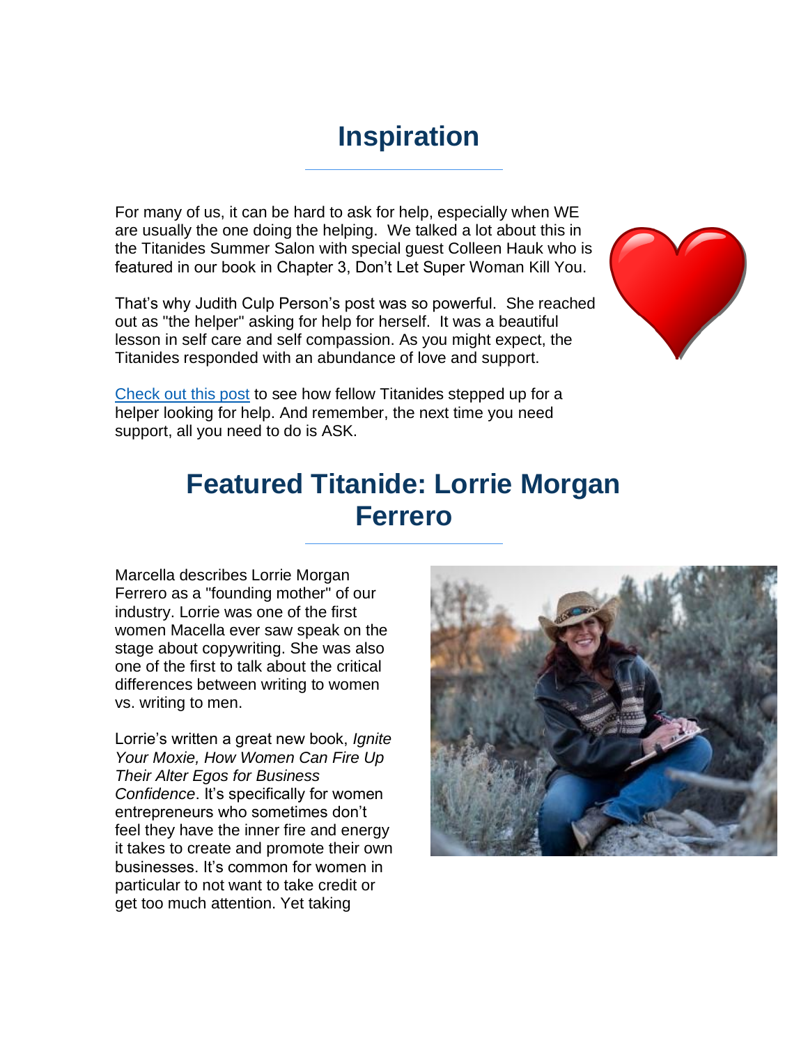## Inspiration

For many of us, it can be hard to ask for help, especially when WE are usually the one doing the helping. We talked a lot about this in the Titanides Summer Salon with special guest Colleen Hauk who is featured in our book in Chapter 3, Don't Let Super Woman Kill You.

That's why Judith Culp Person's post was so powerful. She reached out as "the helper" asking for help for herself. It was a beautiful lesson in self care and self compassion. As you might expect, the Titanides responded with an abundance of love and support.

[Check out this post] to see how fellow Titanides stepped up for a helper looking for help. And remember, the next time you need support, all you need to do is ASK.

## Featured Titanide: Lorrie Morgan Ferrero

Marcella describes Lorrie Morgan Ferrero as a "founding mother" of our industry. Lorrie was one of the first women Macella ever saw speak on the stage about copywriting. She was also one of the first to talk about the critical differences between writing to women vs. writing to men.

Lorrie's written a great new book, *Ignite Your Moxie, How Women Can Fire Up Their Alter Egos for Business Confidence*. It's specifically for women entrepreneurs who sometimes don't feel they have the inner fire and energy it takes to create and promote their own businesses. It's common for women in particular to not want to take credit or get too much attention. Yet taking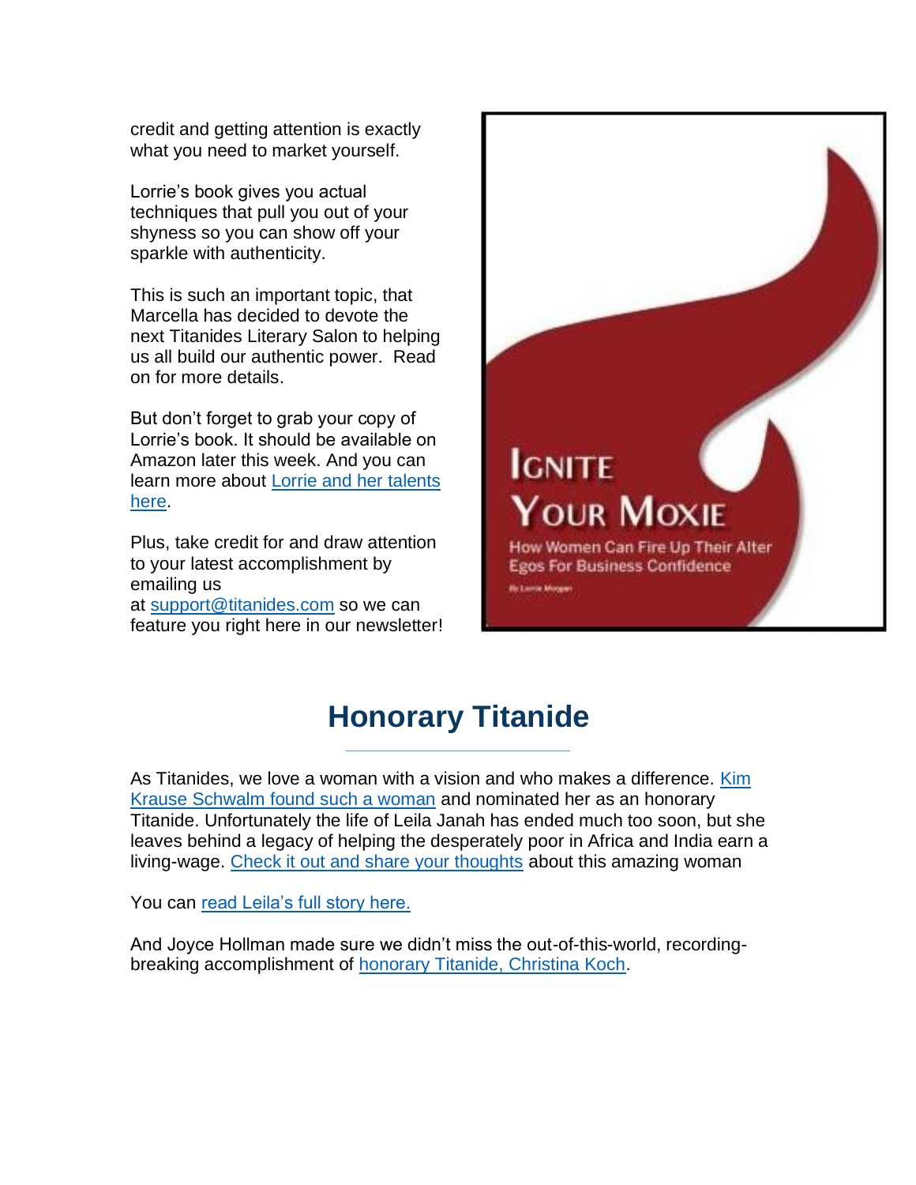credit and getting attention is exactly what you need to market yourself.

Lorrie's book gives you actual techniques that pull you out of your shyness so you can show off your sparkle with authenticity.

This is such an important topic, that Marcella has decided to devote the next Titanides Literary Salon to helping us all build our authentic power. Read on for more details.

But don't forget to grab your copy of Lorrie's book. It should be available on Amazon later this week. And you can learn more about Lorrie and her talents here.

Plus, take credit for and draw attention to your latest accomplishment by emailing us at support@titanides.com so we can feature you right here in our newsletter!

IGNITE YOUR MOXIE

How Women Can Fire Up Their Alter Egos For Business Confidence

By Lorrie Morgan

## Honorary Titanide

As Titanides, we love a woman with a vision and who makes a difference. Kim Krause Schwalm found such a woman and nominated her as an honorary Titanide. Unfortunately the life of Leila Janah has ended much too soon, but she leaves behind a legacy of helping the desperately poor in Africa and India earn a living-wage. Check it out and share your thoughts about this amazing woman

You can read Leila's full story here.

And Joyce Hollman made sure we didn't miss the out-of-this-world, recording-breaking accomplishment of honorary Titanide, Christina Koch.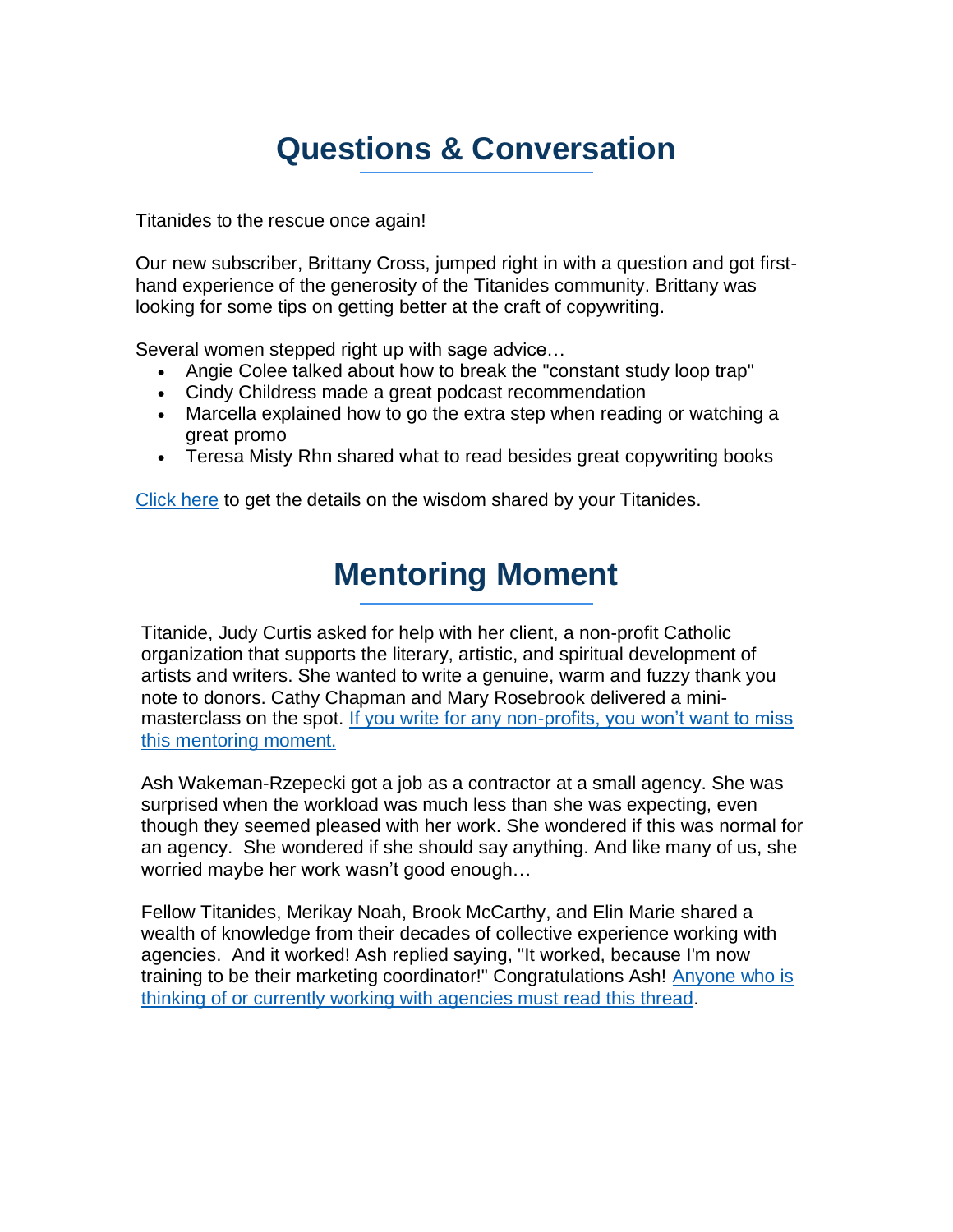## Questions & Conversation

Titanides to the rescue once again!

Our new subscriber, Brittany Cross, jumped right in with a question and got first-hand experience of the generosity of the Titanides community. Brittany was looking for some tips on getting better at the craft of copywriting.

Several women stepped right up with sage advice…

- Angie Colee talked about how to break the "constant study loop trap"
- Cindy Childress made a great podcast recommendation
- Marcella explained how to go the extra step when reading or watching a great promo
- Teresa Misty Rhn shared what to read besides great copywriting books

Click here to get the details on the wisdom shared by your Titanides.

## Mentoring Moment

Titanide, Judy Curtis asked for help with her client, a non-profit Catholic organization that supports the literary, artistic, and spiritual development of artists and writers. She wanted to write a genuine, warm and fuzzy thank you note to donors. Cathy Chapman and Mary Rosebrook delivered a mini-masterclass on the spot. If you write for any non-profits, you won't want to miss this mentoring moment.

Ash Wakeman-Rzepecki got a job as a contractor at a small agency. She was surprised when the workload was much less than she was expecting, even though they seemed pleased with her work. She wondered if this was normal for an agency. She wondered if she should say anything. And like many of us, she worried maybe her work wasn't good enough…

Fellow Titanides, Merikay Noah, Brook McCarthy, and Elin Marie shared a wealth of knowledge from their decades of collective experience working with agencies. And it worked! Ash replied saying, "It worked, because I'm now training to be their marketing coordinator!" Congratulations Ash! Anyone who is thinking of or currently working with agencies must read this thread.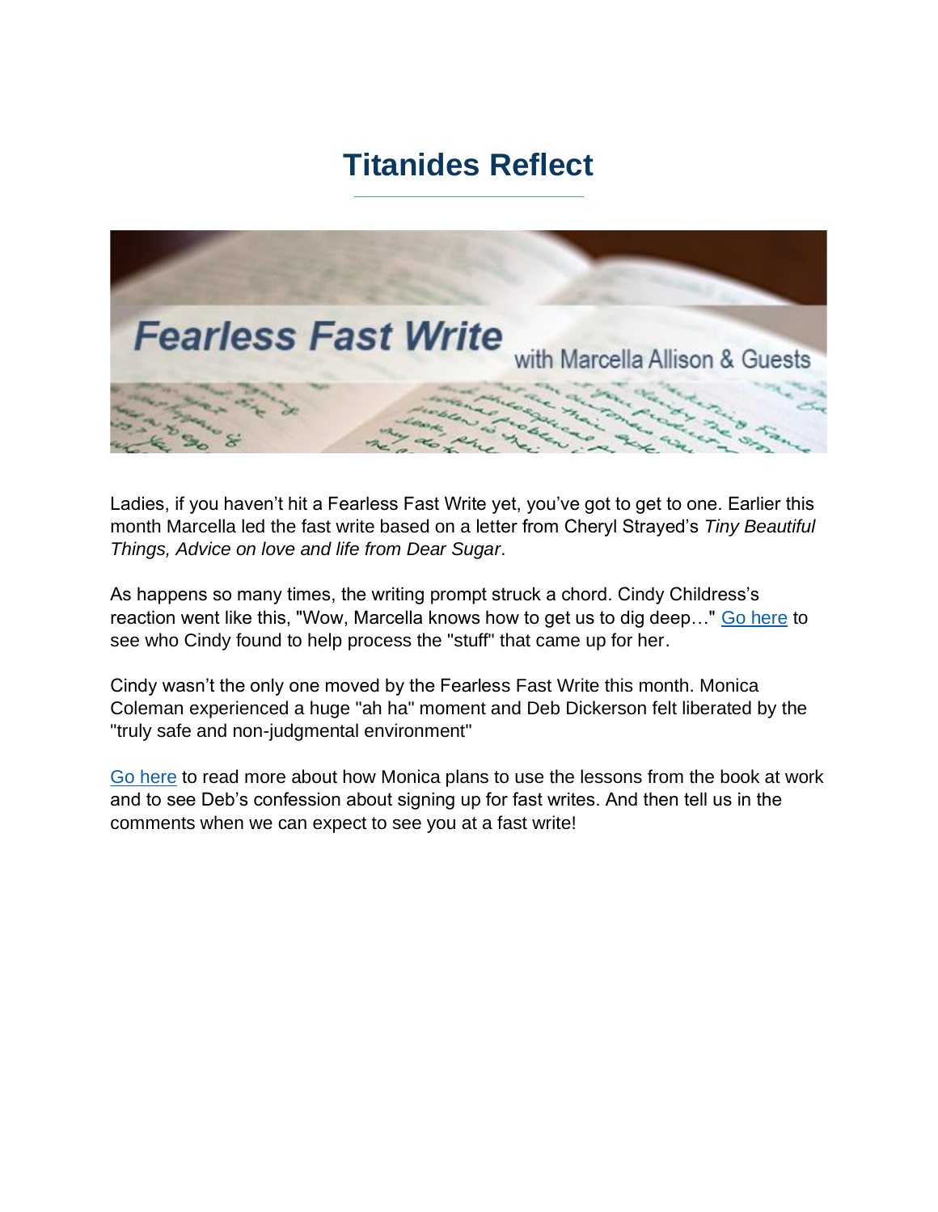# Titanides Reflect

Ladies, if you haven't hit a Fearless Fast Write yet, you've got to get to one. Earlier this month Marcella led the fast write based on a letter from Cheryl Strayed's *Tiny Beautiful Things, Advice on love and life from Dear Sugar*.

As happens so many times, the writing prompt struck a chord. Cindy Childress's reaction went like this, "Wow, Marcella knows how to get us to dig deep…" Go here to see who Cindy found to help process the "stuff" that came up for her.

Cindy wasn't the only one moved by the Fearless Fast Write this month. Monica Coleman experienced a huge "ah ha" moment and Deb Dickerson felt liberated by the "truly safe and non-judgmental environment"

Go here to read more about how Monica plans to use the lessons from the book at work and to see Deb's confession about signing up for fast writes. And then tell us in the comments when we can expect to see you at a fast write!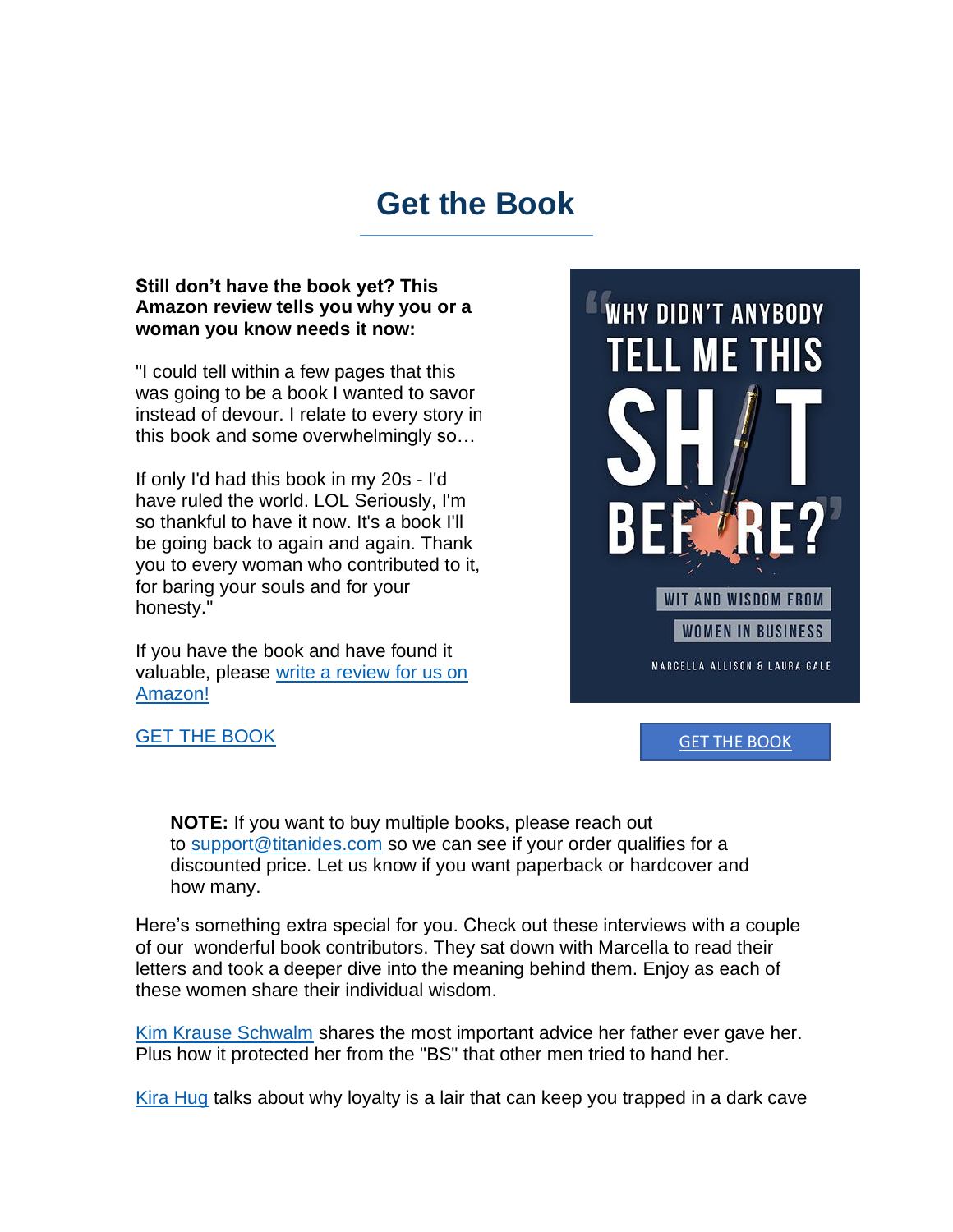# Get the Book

**Still don't have the book yet? This Amazon review tells you why you or a woman you know needs it now:**

"I could tell within a few pages that this was going to be a book I wanted to savor instead of devour. I relate to every story in this book and some overwhelmingly so…

If only I'd had this book in my 20s - I'd have ruled the world. LOL Seriously, I'm so thankful to have it now. It's a book I'll be going back to again and again. Thank you to every woman who contributed to it, for baring your souls and for your honesty."

If you have the book and have found it valuable, please [write a review for us on Amazon!]()

[GET THE BOOK]()

"WHY DIDN'T ANYBODY TELL ME THIS SH!T BEFORE?"

WIT AND WISDOM FROM WOMEN IN BUSINESS

MARCELLA ALLISON & LAURA GALE

[GET THE BOOK]()

> **NOTE:** If you want to buy multiple books, please reach out to [support@titanides.com]() so we can see if your order qualifies for a discounted price. Let us know if you want paperback or hardcover and how many.

Here's something extra special for you. Check out these interviews with a couple of our wonderful book contributors. They sat down with Marcella to read their letters and took a deeper dive into the meaning behind them. Enjoy as each of these women share their individual wisdom.

[Kim Krause Schwalm]() shares the most important advice her father ever gave her. Plus how it protected her from the "BS" that other men tried to hand her.

[Kira Hug]() talks about why loyalty is a lair that can keep you trapped in a dark cave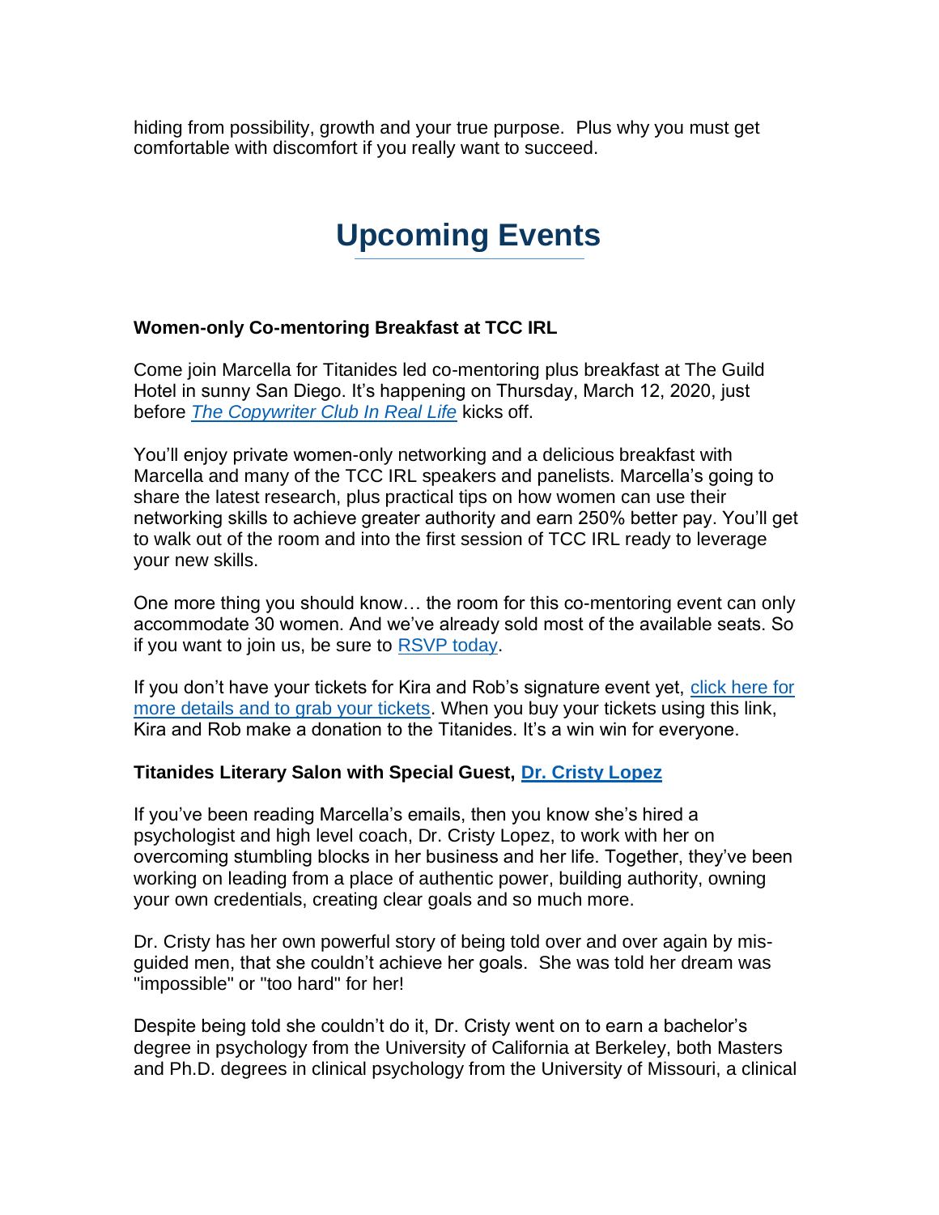hiding from possibility, growth and your true purpose. Plus why you must get comfortable with discomfort if you really want to succeed.

# Upcoming Events

**Women-only Co-mentoring Breakfast at TCC IRL**

Come join Marcella for Titanides led co-mentoring plus breakfast at The Guild Hotel in sunny San Diego. It's happening on Thursday, March 12, 2020, just before *The Copywriter Club In Real Life* kicks off.

You'll enjoy private women-only networking and a delicious breakfast with Marcella and many of the TCC IRL speakers and panelists. Marcella's going to share the latest research, plus practical tips on how women can use their networking skills to achieve greater authority and earn 250% better pay. You'll get to walk out of the room and into the first session of TCC IRL ready to leverage your new skills.

One more thing you should know… the room for this co-mentoring event can only accommodate 30 women. And we've already sold most of the available seats. So if you want to join us, be sure to RSVP today.

If you don't have your tickets for Kira and Rob's signature event yet, click here for more details and to grab your tickets. When you buy your tickets using this link, Kira and Rob make a donation to the Titanides. It's a win win for everyone.

**Titanides Literary Salon with Special Guest, Dr. Cristy Lopez**

If you've been reading Marcella's emails, then you know she's hired a psychologist and high level coach, Dr. Cristy Lopez, to work with her on overcoming stumbling blocks in her business and her life. Together, they've been working on leading from a place of authentic power, building authority, owning your own credentials, creating clear goals and so much more.

Dr. Cristy has her own powerful story of being told over and over again by mis-guided men, that she couldn't achieve her goals. She was told her dream was "impossible" or "too hard" for her!

Despite being told she couldn't do it, Dr. Cristy went on to earn a bachelor's degree in psychology from the University of California at Berkeley, both Masters and Ph.D. degrees in clinical psychology from the University of Missouri, a clinical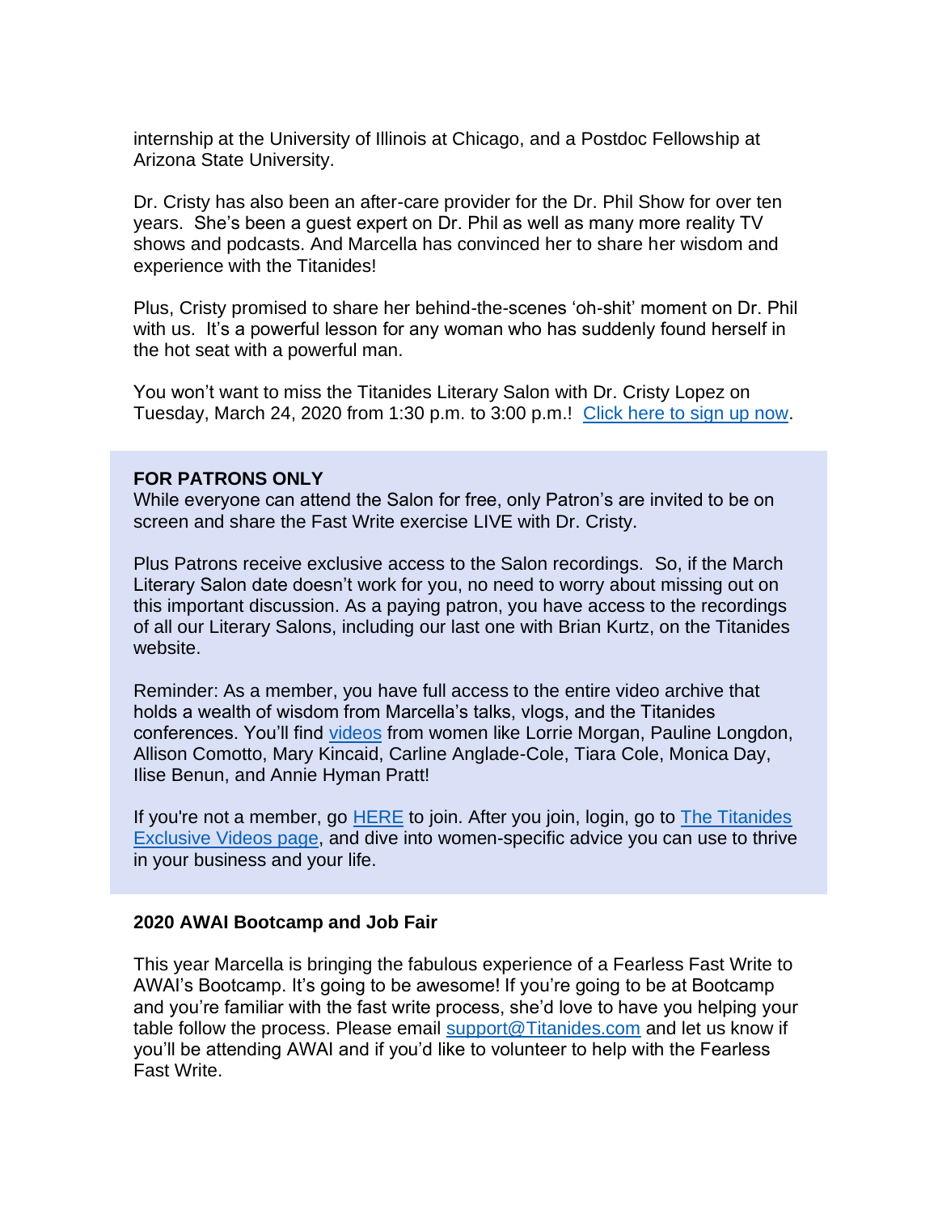internship at the University of Illinois at Chicago, and a Postdoc Fellowship at Arizona State University.

Dr. Cristy has also been an after-care provider for the Dr. Phil Show for over ten years. She's been a guest expert on Dr. Phil as well as many more reality TV shows and podcasts. And Marcella has convinced her to share her wisdom and experience with the Titanides!

Plus, Cristy promised to share her behind-the-scenes 'oh-shit' moment on Dr. Phil with us. It's a powerful lesson for any woman who has suddenly found herself in the hot seat with a powerful man.

You won't want to miss the Titanides Literary Salon with Dr. Cristy Lopez on Tuesday, March 24, 2020 from 1:30 p.m. to 3:00 p.m.! Click here to sign up now.

**FOR PATRONS ONLY**
While everyone can attend the Salon for free, only Patron's are invited to be on screen and share the Fast Write exercise LIVE with Dr. Cristy.

Plus Patrons receive exclusive access to the Salon recordings. So, if the March Literary Salon date doesn't work for you, no need to worry about missing out on this important discussion. As a paying patron, you have access to the recordings of all our Literary Salons, including our last one with Brian Kurtz, on the Titanides website.

Reminder: As a member, you have full access to the entire video archive that holds a wealth of wisdom from Marcella's talks, vlogs, and the Titanides conferences. You'll find videos from women like Lorrie Morgan, Pauline Longdon, Allison Comotto, Mary Kincaid, Carline Anglade-Cole, Tiara Cole, Monica Day, Ilise Benun, and Annie Hyman Pratt!

If you're not a member, go HERE to join. After you join, login, go to The Titanides Exclusive Videos page, and dive into women-specific advice you can use to thrive in your business and your life.

**2020 AWAI Bootcamp and Job Fair**

This year Marcella is bringing the fabulous experience of a Fearless Fast Write to AWAI's Bootcamp. It's going to be awesome! If you're going to be at Bootcamp and you're familiar with the fast write process, she'd love to have you helping your table follow the process. Please email support@Titanides.com and let us know if you'll be attending AWAI and if you'd like to volunteer to help with the Fearless Fast Write.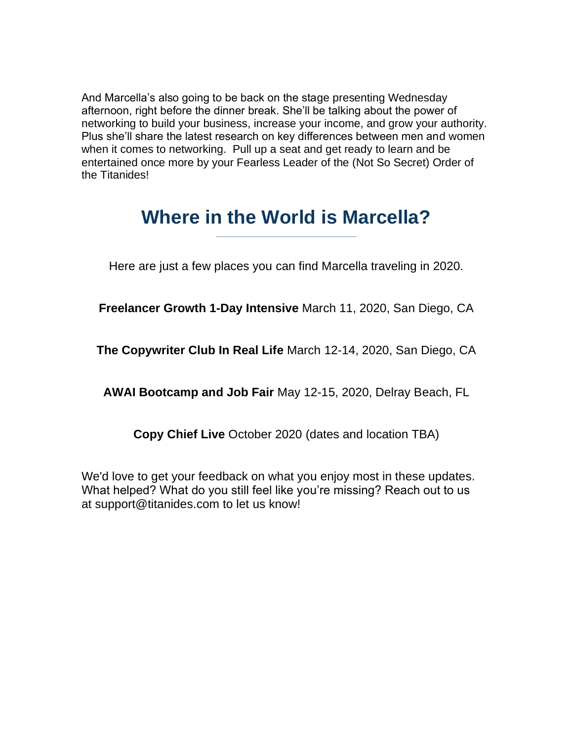And Marcella's also going to be back on the stage presenting Wednesday afternoon, right before the dinner break. She'll be talking about the power of networking to build your business, increase your income, and grow your authority. Plus she'll share the latest research on key differences between men and women when it comes to networking. Pull up a seat and get ready to learn and be entertained once more by your Fearless Leader of the (Not So Secret) Order of the Titanides!

## Where in the World is Marcella?

Here are just a few places you can find Marcella traveling in 2020.

**Freelancer Growth 1-Day Intensive** March 11, 2020, San Diego, CA

**The Copywriter Club In Real Life** March 12-14, 2020, San Diego, CA

**AWAI Bootcamp and Job Fair** May 12-15, 2020, Delray Beach, FL

**Copy Chief Live** October 2020 (dates and location TBA)

We'd love to get your feedback on what you enjoy most in these updates. What helped? What do you still feel like you're missing? Reach out to us at support@titanides.com to let us know!